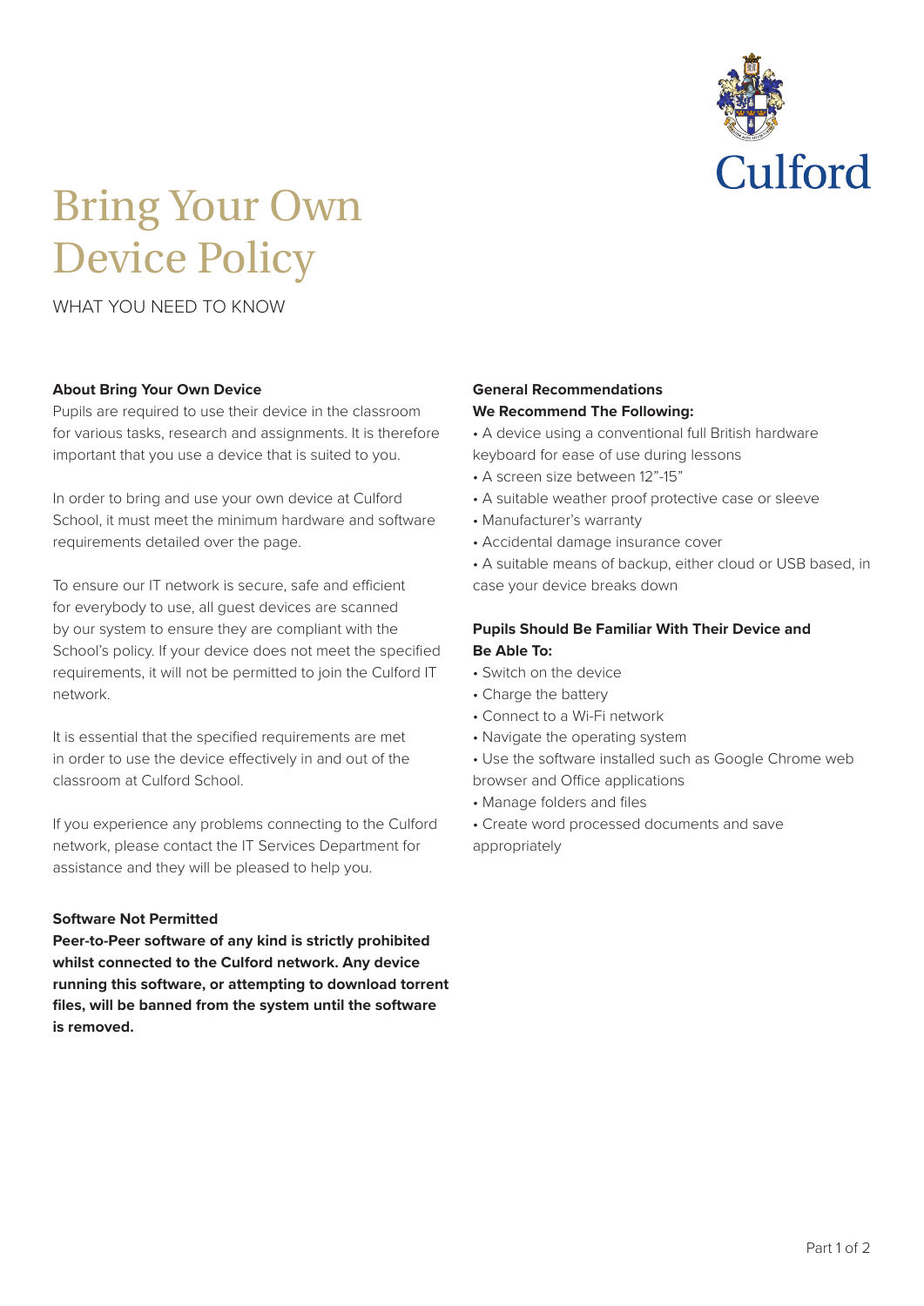# Bring Your Own Device Policy

WHAT YOU NEED TO KNOW

**About Bring Your Own Device**

Pupils are required to use their device in the classroom for various tasks, research and assignments. It is therefore important that you use a device that is suited to you.

In order to bring and use your own device at Culford School, it must meet the minimum hardware and software requirements detailed over the page.

To ensure our IT network is secure, safe and efficient for everybody to use, all guest devices are scanned by our system to ensure they are compliant with the School's policy. If your device does not meet the specified requirements, it will not be permitted to join the Culford IT network.

It is essential that the specified requirements are met in order to use the device effectively in and out of the classroom at Culford School.

If you experience any problems connecting to the Culford network, please contact the IT Services Department for assistance and they will be pleased to help you.

**Software Not Permitted**

**Peer-to-Peer software of any kind is strictly prohibited whilst connected to the Culford network. Any device running this software, or attempting to download torrent files, will be banned from the system until the software is removed.**

**General Recommendations**

**We Recommend The Following:**

- A device using a conventional full British hardware keyboard for ease of use during lessons
- A screen size between 12"-15"
- A suitable weather proof protective case or sleeve
- Manufacturer's warranty
- Accidental damage insurance cover
- A suitable means of backup, either cloud or USB based, in case your device breaks down

**Pupils Should Be Familiar With Their Device and Be Able To:**

- Switch on the device
- Charge the battery
- Connect to a Wi-Fi network
- Navigate the operating system
- Use the software installed such as Google Chrome web browser and Office applications
- Manage folders and files
- Create word processed documents and save appropriately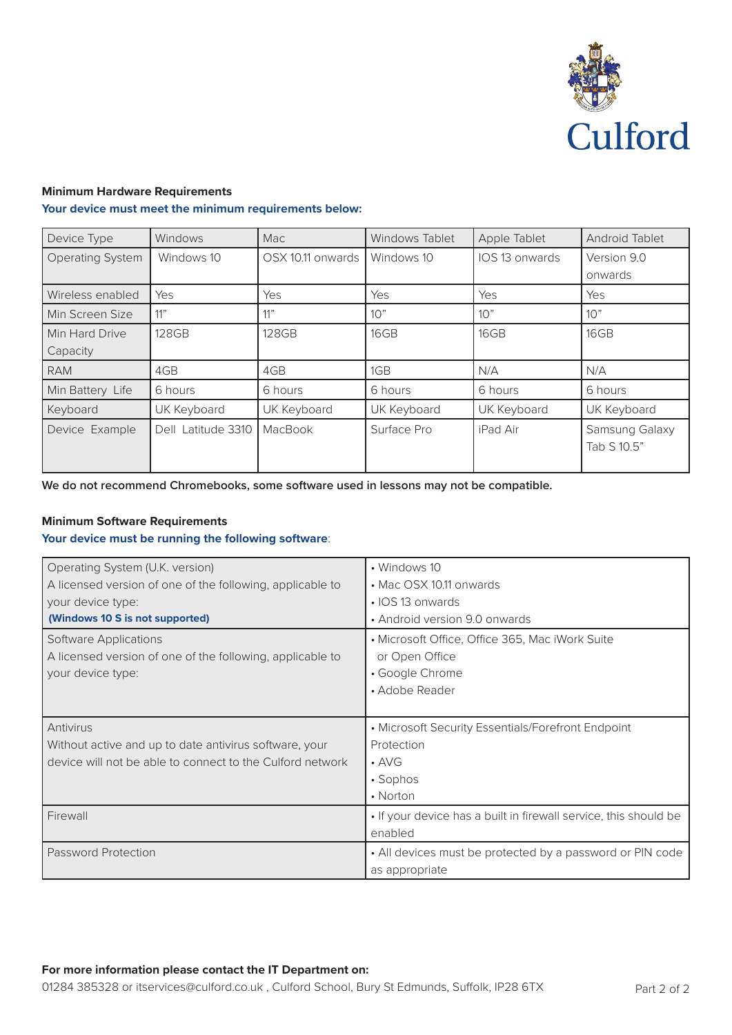Culford

**Minimum Hardware Requirements**

**Your device must meet the minimum requirements below:**

| Device Type | Windows | Mac | Windows Tablet | Apple Tablet | Android Tablet |
|---|---|---|---|---|---|
| Operating System | Windows 10 | OSX 10.11 onwards | Windows 10 | IOS 13 onwards | Version 9.0 onwards |
| Wireless enabled | Yes | Yes | Yes | Yes | Yes |
| Min Screen Size | 11" | 11" | 10" | 10" | 10" |
| Min Hard Drive Capacity | 128GB | 128GB | 16GB | 16GB | 16GB |
| RAM | 4GB | 4GB | 1GB | N/A | N/A |
| Min Battery Life | 6 hours | 6 hours | 6 hours | 6 hours | 6 hours |
| Keyboard | UK Keyboard | UK Keyboard | UK Keyboard | UK Keyboard | UK Keyboard |
| Device Example | Dell Latitude 3310 | MacBook | Surface Pro | iPad Air | Samsung Galaxy Tab S 10.5" |

**We do not recommend Chromebooks, some software used in lessons may not be compatible.**

**Minimum Software Requirements**

**Your device must be running the following software**:

| | |
|---|---|
| Operating System (U.K. version)<br>A licensed version of one of the following, applicable to your device type:<br>**(Windows 10 S is not supported)** | • Windows 10<br>• Mac OSX 10.11 onwards<br>• IOS 13 onwards<br>• Android version 9.0 onwards |
| Software Applications<br>A licensed version of one of the following, applicable to your device type: | • Microsoft Office, Office 365, Mac iWork Suite or Open Office<br>• Google Chrome<br>• Adobe Reader |
| Antivirus<br>Without active and up to date antivirus software, your device will not be able to connect to the Culford network | • Microsoft Security Essentials/Forefront Endpoint Protection<br>• AVG<br>• Sophos<br>• Norton |
| Firewall | • If your device has a built in firewall service, this should be enabled |
| Password Protection | • All devices must be protected by a password or PIN code as appropriate |

**For more information please contact the IT Department on:**

01284 385328 or itservices@culford.co.uk , Culford School, Bury St Edmunds, Suffolk, IP28 6TX